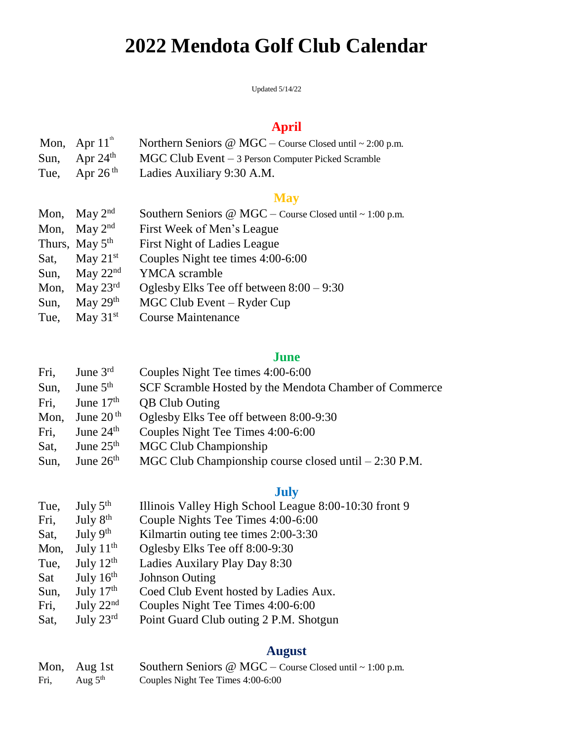# 2022 Mendota Golf Club Calendar

Updated 5/14/22

## April

| | | |
|---|---|---|
| Mon, | Apr 11th | Northern Seniors @ MGC – Course Closed until ~ 2:00 p.m. |
| Sun, | Apr 24th | MGC Club Event – 3 Person Computer Picked Scramble |
| Tue, | Apr 26 th | Ladies Auxiliary 9:30 A.M. |

## May

| | | |
|---|---|---|
| Mon, | May 2nd | Southern Seniors @ MGC – Course Closed until ~ 1:00 p.m. |
| Mon, | May 2nd | First Week of Men's League |
| Thurs, | May 5th | First Night of Ladies League |
| Sat, | May 21st | Couples Night tee times 4:00-6:00 |
| Sun, | May 22nd | YMCA scramble |
| Mon, | May 23rd | Oglesby Elks Tee off between 8:00 – 9:30 |
| Sun, | May 29th | MGC Club Event – Ryder Cup |
| Tue, | May 31st | Course Maintenance |

## June

| | | |
|---|---|---|
| Fri, | June 3rd | Couples Night Tee times 4:00-6:00 |
| Sun, | June 5th | SCF Scramble Hosted by the Mendota Chamber of Commerce |
| Fri, | June 17th | QB Club Outing |
| Mon, | June 20 th | Oglesby Elks Tee off between 8:00-9:30 |
| Fri, | June 24th | Couples Night Tee Times 4:00-6:00 |
| Sat, | June 25th | MGC Club Championship |
| Sun, | June 26th | MGC Club Championship course closed until – 2:30 P.M. |

## July

| | | |
|---|---|---|
| Tue, | July 5th | Illinois Valley High School League 8:00-10:30 front 9 |
| Fri, | July 8th | Couple Nights Tee Times 4:00-6:00 |
| Sat, | July 9th | Kilmartin outing tee times 2:00-3:30 |
| Mon, | July 11th | Oglesby Elks Tee off 8:00-9:30 |
| Tue, | July 12th | Ladies Auxilary Play Day 8:30 |
| Sat | July 16th | Johnson Outing |
| Sun, | July 17th | Coed Club Event hosted by Ladies Aux. |
| Fri, | July 22nd | Couples Night Tee Times 4:00-6:00 |
| Sat, | July 23rd | Point Guard Club outing 2 P.M. Shotgun |

## August

| | | |
|---|---|---|
| Mon, | Aug 1st | Southern Seniors @ MGC – Course Closed until ~ 1:00 p.m. |
| Fri, | Aug 5th | Couples Night Tee Times 4:00-6:00 |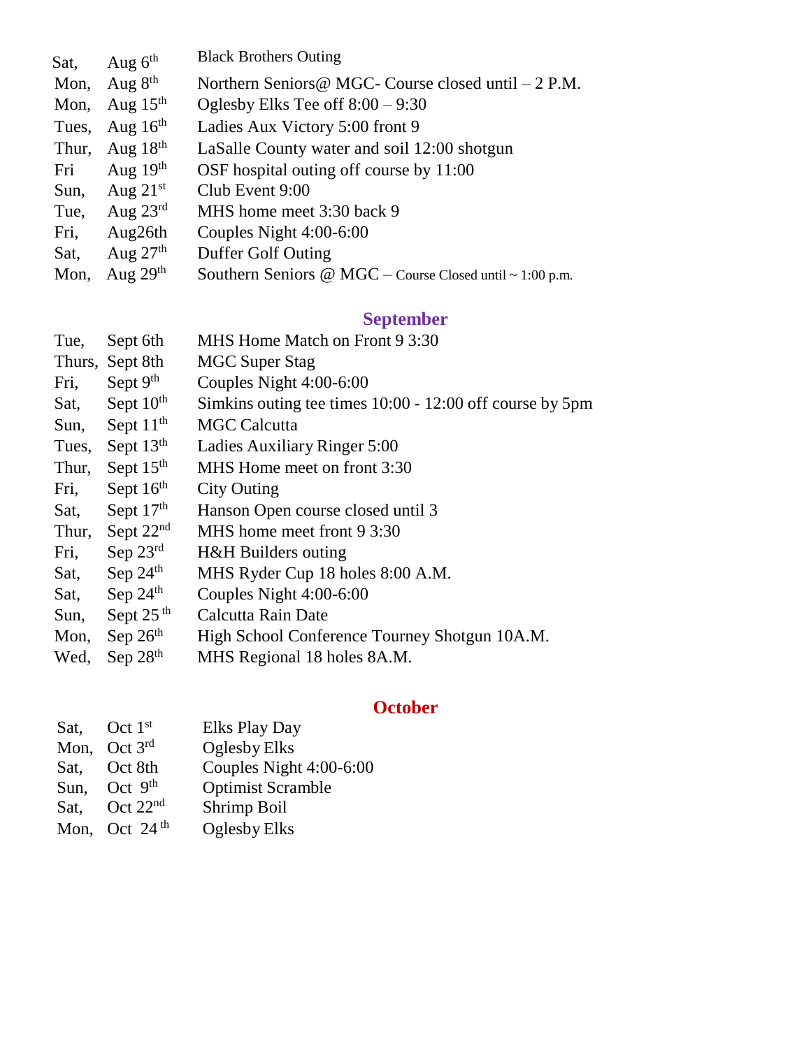| | | |
|---|---|---|
| Sat, | Aug 6th | Black Brothers Outing |
| Mon, | Aug 8th | Northern Seniors@ MGC- Course closed until – 2 P.M. |
| Mon, | Aug 15th | Oglesby Elks Tee off 8:00 – 9:30 |
| Tues, | Aug 16th | Ladies Aux Victory 5:00 front 9 |
| Thur, | Aug 18th | LaSalle County water and soil 12:00 shotgun |
| Fri | Aug 19th | OSF hospital outing off course by 11:00 |
| Sun, | Aug 21st | Club Event 9:00 |
| Tue, | Aug 23rd | MHS home meet 3:30 back 9 |
| Fri, | Aug26th | Couples Night 4:00-6:00 |
| Sat, | Aug 27th | Duffer Golf Outing |
| Mon, | Aug 29th | Southern Seniors @ MGC – Course Closed until ~ 1:00 p.m. |

## September

| | | |
|---|---|---|
| Tue, | Sept 6th | MHS Home Match on Front 9 3:30 |
| Thurs, | Sept 8th | MGC Super Stag |
| Fri, | Sept 9th | Couples Night 4:00-6:00 |
| Sat, | Sept 10th | Simkins outing tee times 10:00 - 12:00 off course by 5pm |
| Sun, | Sept 11th | MGC Calcutta |
| Tues, | Sept 13th | Ladies Auxiliary Ringer 5:00 |
| Thur, | Sept 15th | MHS Home meet on front 3:30 |
| Fri, | Sept 16th | City Outing |
| Sat, | Sept 17th | Hanson Open course closed until 3 |
| Thur, | Sept 22nd | MHS home meet front 9 3:30 |
| Fri, | Sep 23rd | H&H Builders outing |
| Sat, | Sep 24th | MHS Ryder Cup 18 holes 8:00 A.M. |
| Sat, | Sep 24th | Couples Night 4:00-6:00 |
| Sun, | Sept 25 th | Calcutta Rain Date |
| Mon, | Sep 26th | High School Conference Tourney Shotgun 10A.M. |
| Wed, | Sep 28th | MHS Regional 18 holes 8A.M. |

## October

| | | |
|---|---|---|
| Sat, | Oct 1st | Elks Play Day |
| Mon, | Oct 3rd | Oglesby Elks |
| Sat, | Oct 8th | Couples Night 4:00-6:00 |
| Sun, | Oct 9th | Optimist Scramble |
| Sat, | Oct 22nd | Shrimp Boil |
| Mon, | Oct 24 th | Oglesby Elks |